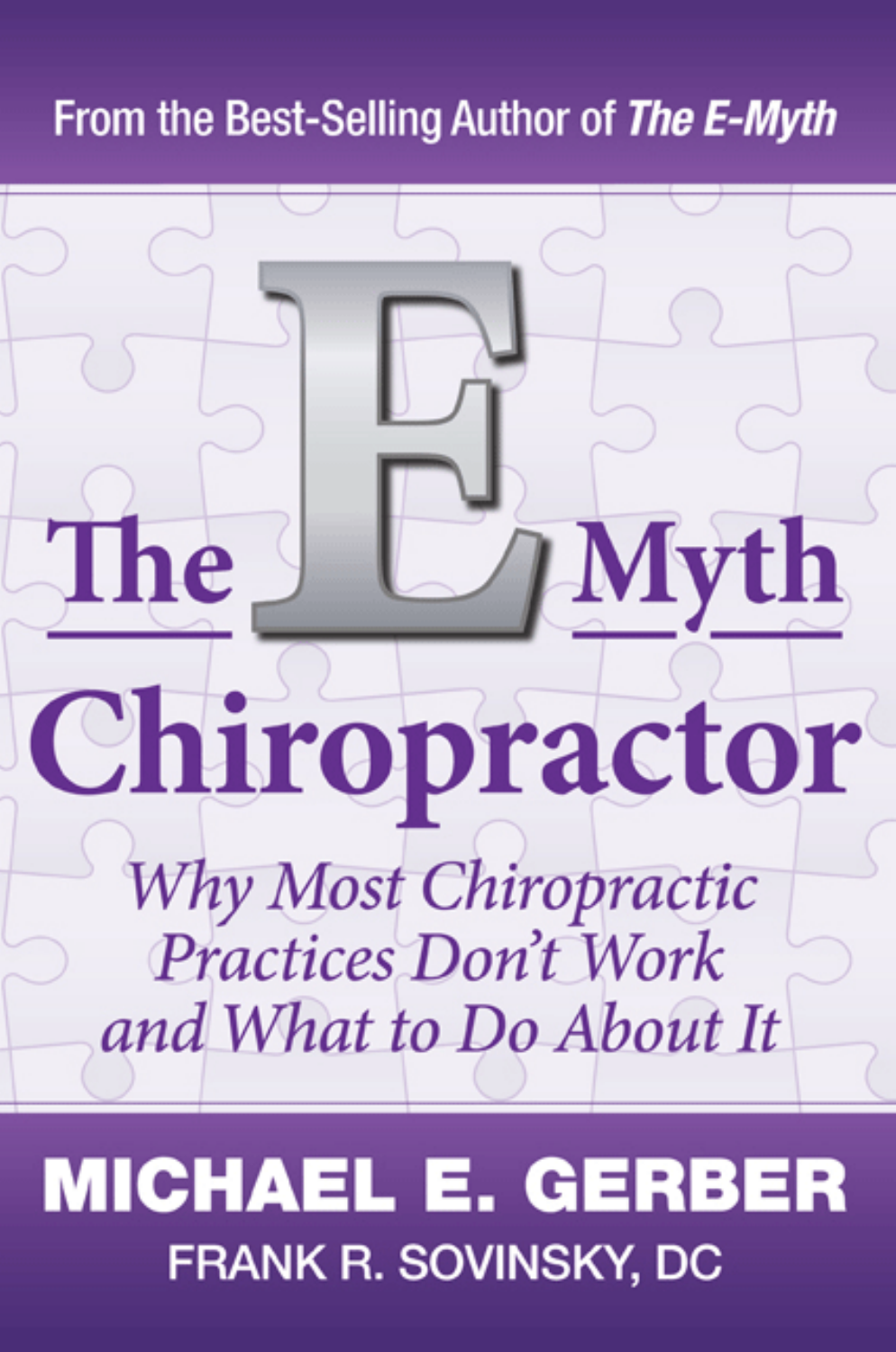From the Best-Selling Author of ***The E-Myth***

# The E-Myth Chiropractor

## *Why Most Chiropractic Practices Don't Work and What to Do About It*

**MICHAEL E. GERBER**

FRANK R. SOVINSKY, DC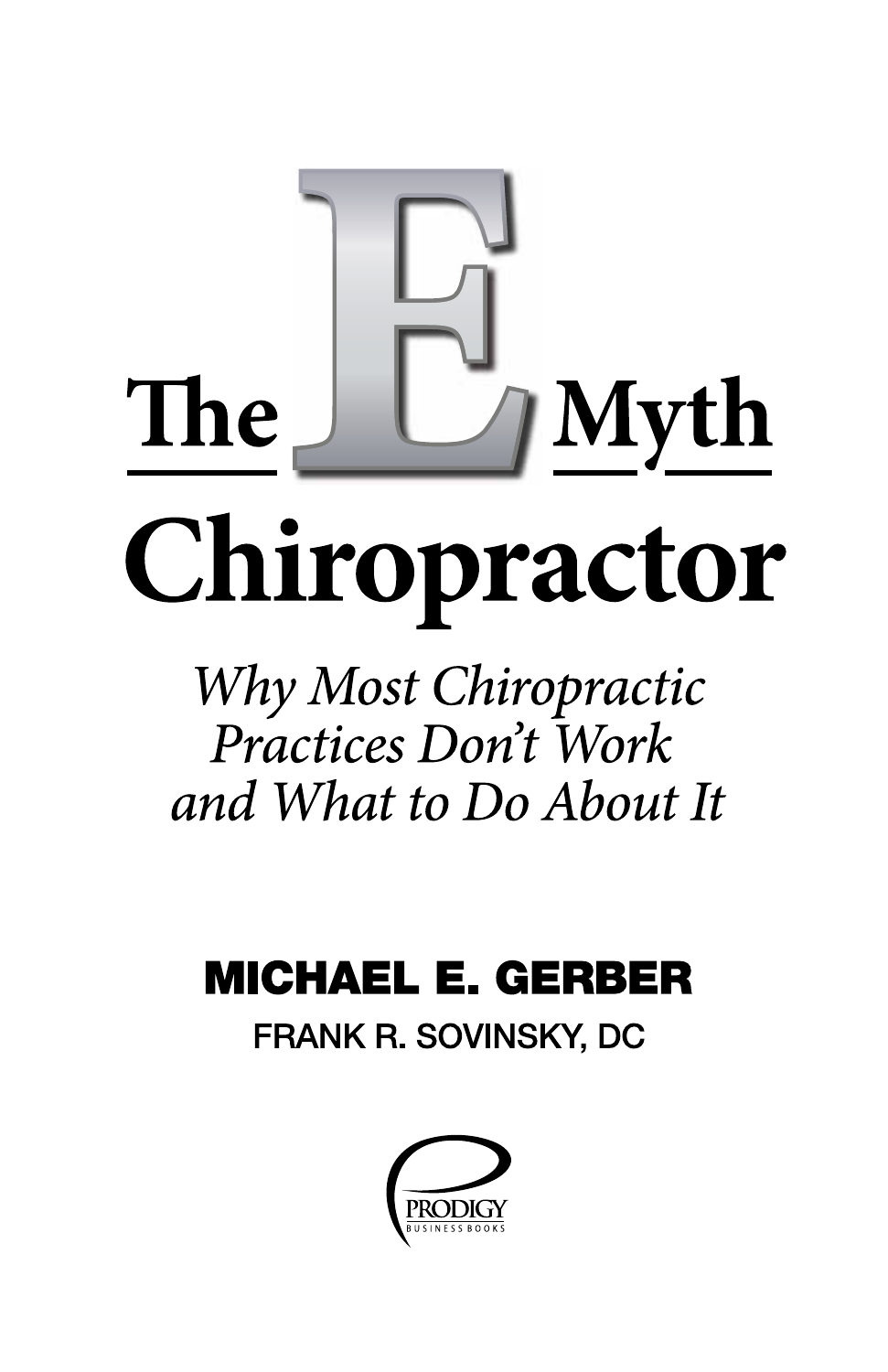# The E Myth Chiropractor

*Why Most Chiropractic Practices Don't Work and What to Do About It*

**MICHAEL E. GERBER**

FRANK R. SOVINSKY, DC

PRODIGY BUSINESS BOOKS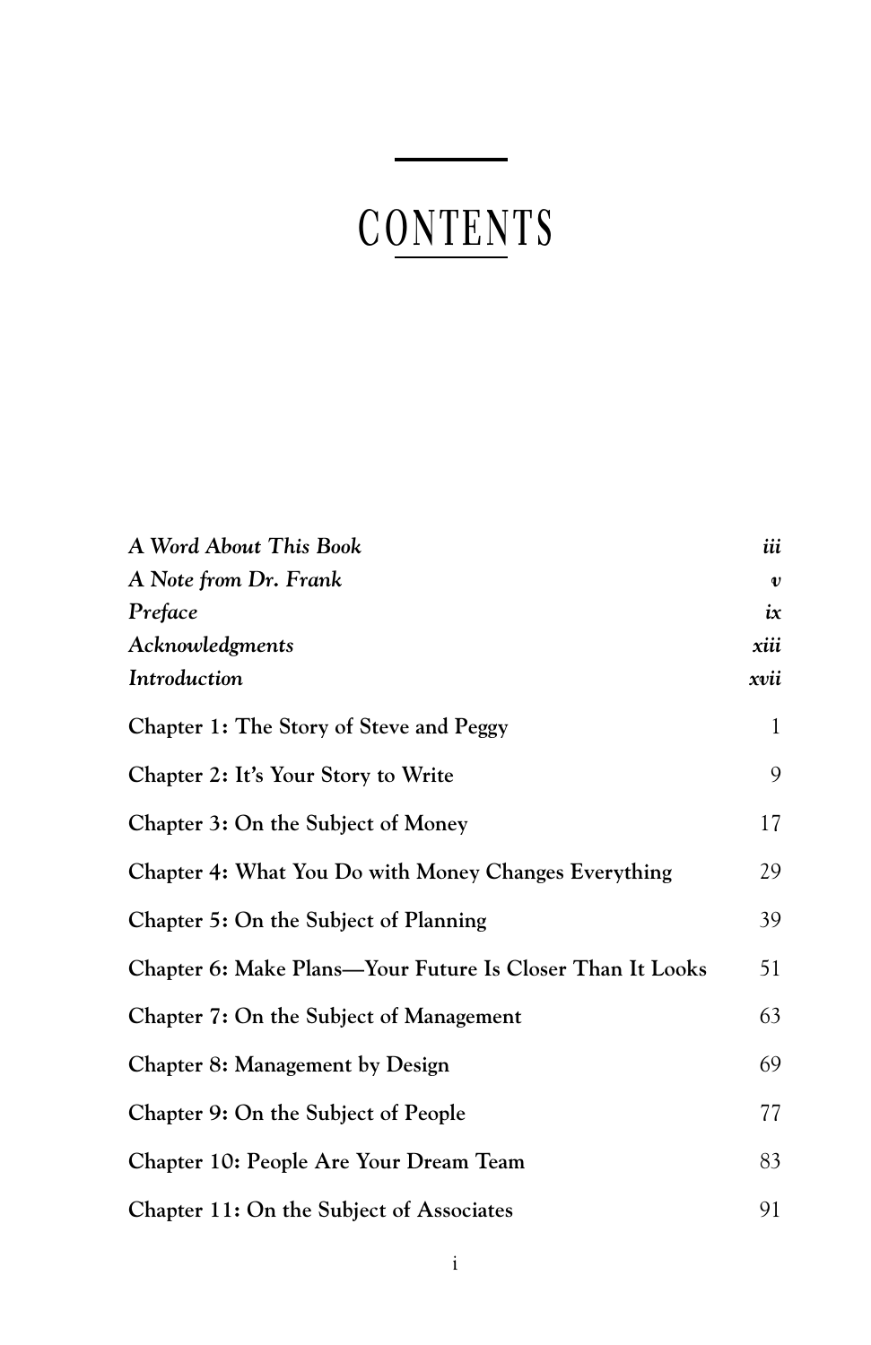# CONTENTS

| | |
|---|---|
| *A Word About This Book* | *iii* |
| *A Note from Dr. Frank* | *v* |
| *Preface* | *ix* |
| *Acknowledgments* | *xiii* |
| *Introduction* | *xvii* |
| **Chapter 1: The Story of Steve and Peggy** | 1 |
| **Chapter 2: It's Your Story to Write** | 9 |
| **Chapter 3: On the Subject of Money** | 17 |
| **Chapter 4: What You Do with Money Changes Everything** | 29 |
| **Chapter 5: On the Subject of Planning** | 39 |
| **Chapter 6: Make Plans—Your Future Is Closer Than It Looks** | 51 |
| **Chapter 7: On the Subject of Management** | 63 |
| **Chapter 8: Management by Design** | 69 |
| **Chapter 9: On the Subject of People** | 77 |
| **Chapter 10: People Are Your Dream Team** | 83 |
| **Chapter 11: On the Subject of Associates** | 91 |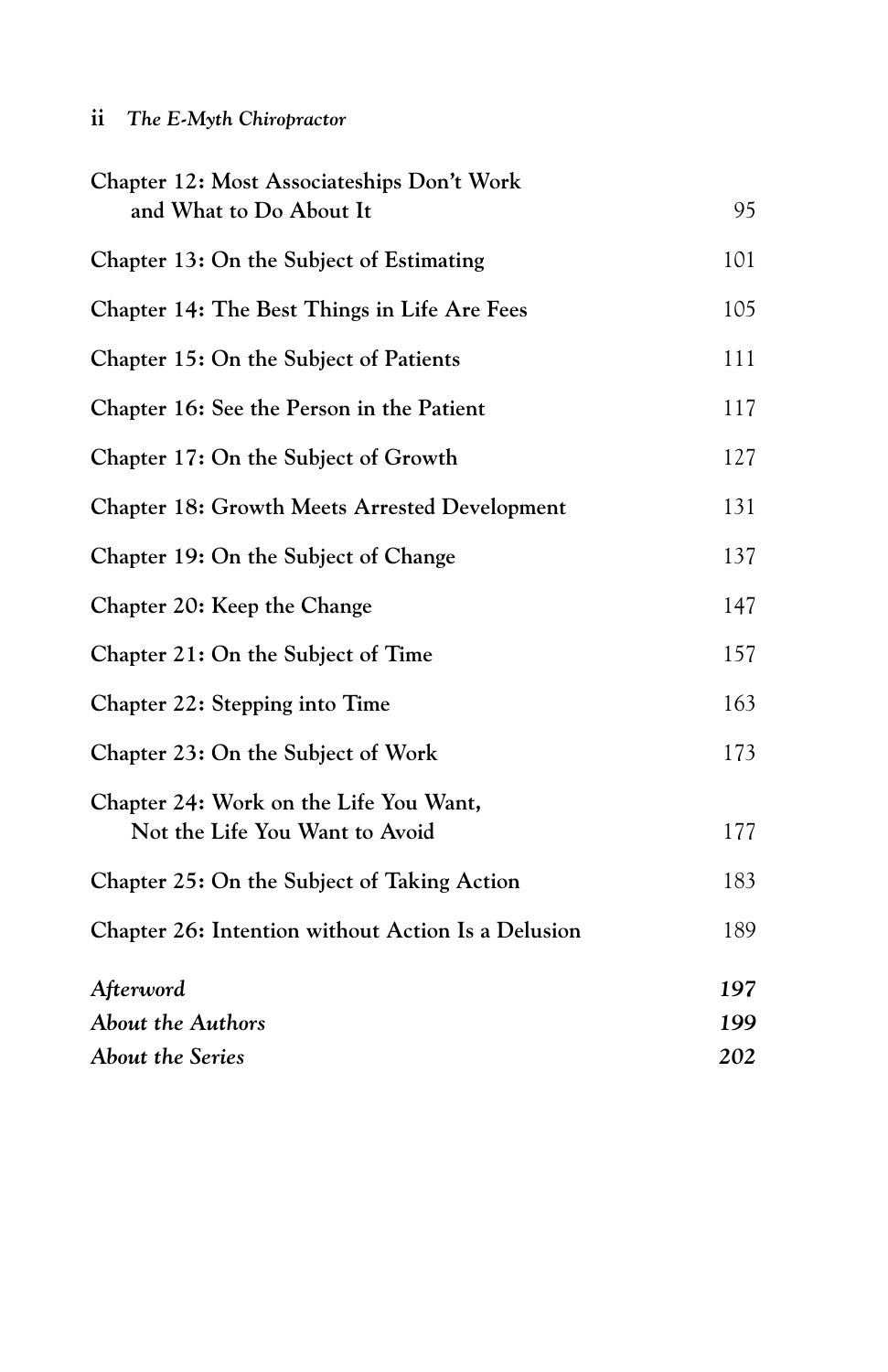| | |
|---|---|
| **Chapter 12: Most Associateships Don't Work and What to Do About It** | 95 |
| **Chapter 13: On the Subject of Estimating** | 101 |
| **Chapter 14: The Best Things in Life Are Fees** | 105 |
| **Chapter 15: On the Subject of Patients** | 111 |
| **Chapter 16: See the Person in the Patient** | 117 |
| **Chapter 17: On the Subject of Growth** | 127 |
| **Chapter 18: Growth Meets Arrested Development** | 131 |
| **Chapter 19: On the Subject of Change** | 137 |
| **Chapter 20: Keep the Change** | 147 |
| **Chapter 21: On the Subject of Time** | 157 |
| **Chapter 22: Stepping into Time** | 163 |
| **Chapter 23: On the Subject of Work** | 173 |
| **Chapter 24: Work on the Life You Want, Not the Life You Want to Avoid** | 177 |
| **Chapter 25: On the Subject of Taking Action** | 183 |
| **Chapter 26: Intention without Action Is a Delusion** | 189 |
| ***Afterword*** | ***197*** |
| ***About the Authors*** | ***199*** |
| ***About the Series*** | ***202*** |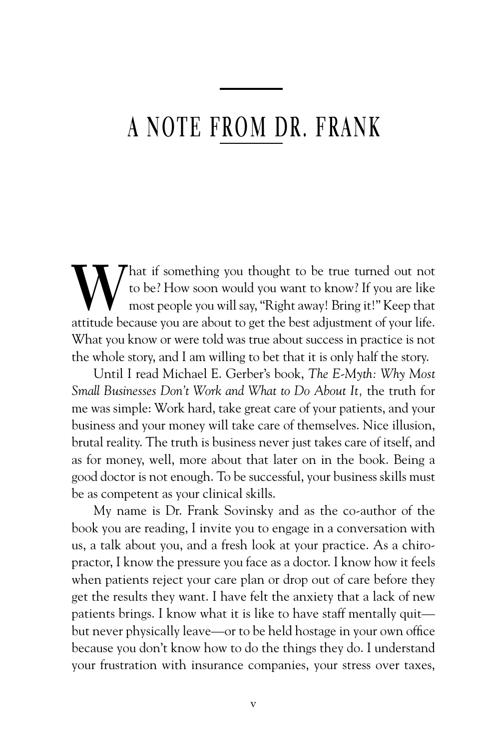# A NOTE FROM DR. FRANK

What if something you thought to be true turned out not to be? How soon would you want to know? If you are like most people you will say, "Right away! Bring it!" Keep that attitude because you are about to get the best adjustment of your life. What you know or were told was true about success in practice is not the whole story, and I am willing to bet that it is only half the story.

Until I read Michael E. Gerber's book, *The E-Myth: Why Most Small Businesses Don't Work and What to Do About It,* the truth for me was simple: Work hard, take great care of your patients, and your business and your money will take care of themselves. Nice illusion, brutal reality. The truth is business never just takes care of itself, and as for money, well, more about that later on in the book. Being a good doctor is not enough. To be successful, your business skills must be as competent as your clinical skills.

My name is Dr. Frank Sovinsky and as the co-author of the book you are reading, I invite you to engage in a conversation with us, a talk about you, and a fresh look at your practice. As a chiropractor, I know the pressure you face as a doctor. I know how it feels when patients reject your care plan or drop out of care before they get the results they want. I have felt the anxiety that a lack of new patients brings. I know what it is like to have staff mentally quit—but never physically leave—or to be held hostage in your own office because you don't know how to do the things they do. I understand your frustration with insurance companies, your stress over taxes,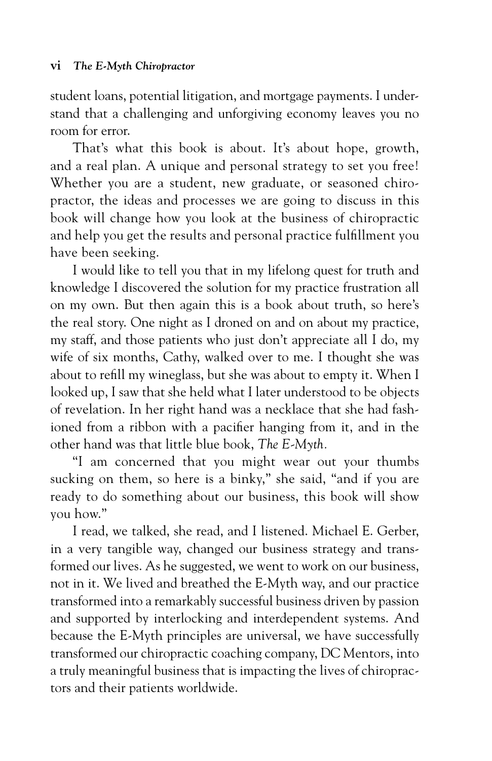student loans, potential litigation, and mortgage payments. I understand that a challenging and unforgiving economy leaves you no room for error.

That's what this book is about. It's about hope, growth, and a real plan. A unique and personal strategy to set you free! Whether you are a student, new graduate, or seasoned chiropractor, the ideas and processes we are going to discuss in this book will change how you look at the business of chiropractic and help you get the results and personal practice fulfillment you have been seeking.

I would like to tell you that in my lifelong quest for truth and knowledge I discovered the solution for my practice frustration all on my own. But then again this is a book about truth, so here's the real story. One night as I droned on and on about my practice, my staff, and those patients who just don't appreciate all I do, my wife of six months, Cathy, walked over to me. I thought she was about to refill my wineglass, but she was about to empty it. When I looked up, I saw that she held what I later understood to be objects of revelation. In her right hand was a necklace that she had fashioned from a ribbon with a pacifier hanging from it, and in the other hand was that little blue book, *The E-Myth*.

"I am concerned that you might wear out your thumbs sucking on them, so here is a binky," she said, "and if you are ready to do something about our business, this book will show you how."

I read, we talked, she read, and I listened. Michael E. Gerber, in a very tangible way, changed our business strategy and transformed our lives. As he suggested, we went to work on our business, not in it. We lived and breathed the E-Myth way, and our practice transformed into a remarkably successful business driven by passion and supported by interlocking and interdependent systems. And because the E-Myth principles are universal, we have successfully transformed our chiropractic coaching company, DC Mentors, into a truly meaningful business that is impacting the lives of chiropractors and their patients worldwide.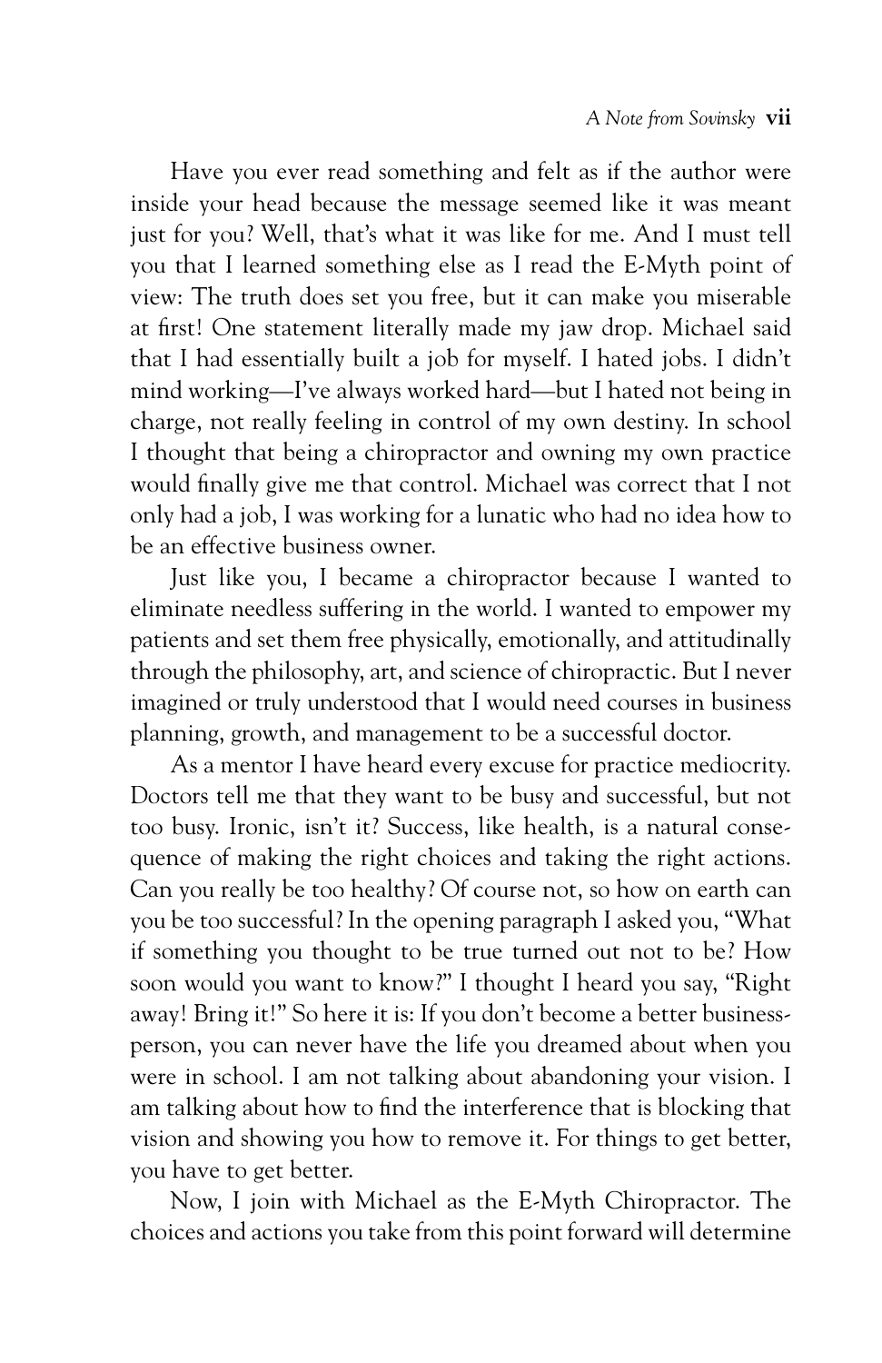Have you ever read something and felt as if the author were inside your head because the message seemed like it was meant just for you? Well, that's what it was like for me. And I must tell you that I learned something else as I read the E-Myth point of view: The truth does set you free, but it can make you miserable at first! One statement literally made my jaw drop. Michael said that I had essentially built a job for myself. I hated jobs. I didn't mind working—I've always worked hard—but I hated not being in charge, not really feeling in control of my own destiny. In school I thought that being a chiropractor and owning my own practice would finally give me that control. Michael was correct that I not only had a job, I was working for a lunatic who had no idea how to be an effective business owner.

Just like you, I became a chiropractor because I wanted to eliminate needless suffering in the world. I wanted to empower my patients and set them free physically, emotionally, and attitudinally through the philosophy, art, and science of chiropractic. But I never imagined or truly understood that I would need courses in business planning, growth, and management to be a successful doctor.

As a mentor I have heard every excuse for practice mediocrity. Doctors tell me that they want to be busy and successful, but not too busy. Ironic, isn't it? Success, like health, is a natural consequence of making the right choices and taking the right actions. Can you really be too healthy? Of course not, so how on earth can you be too successful? In the opening paragraph I asked you, "What if something you thought to be true turned out not to be? How soon would you want to know?" I thought I heard you say, "Right away! Bring it!" So here it is: If you don't become a better businessperson, you can never have the life you dreamed about when you were in school. I am not talking about abandoning your vision. I am talking about how to find the interference that is blocking that vision and showing you how to remove it. For things to get better, you have to get better.

Now, I join with Michael as the E-Myth Chiropractor. The choices and actions you take from this point forward will determine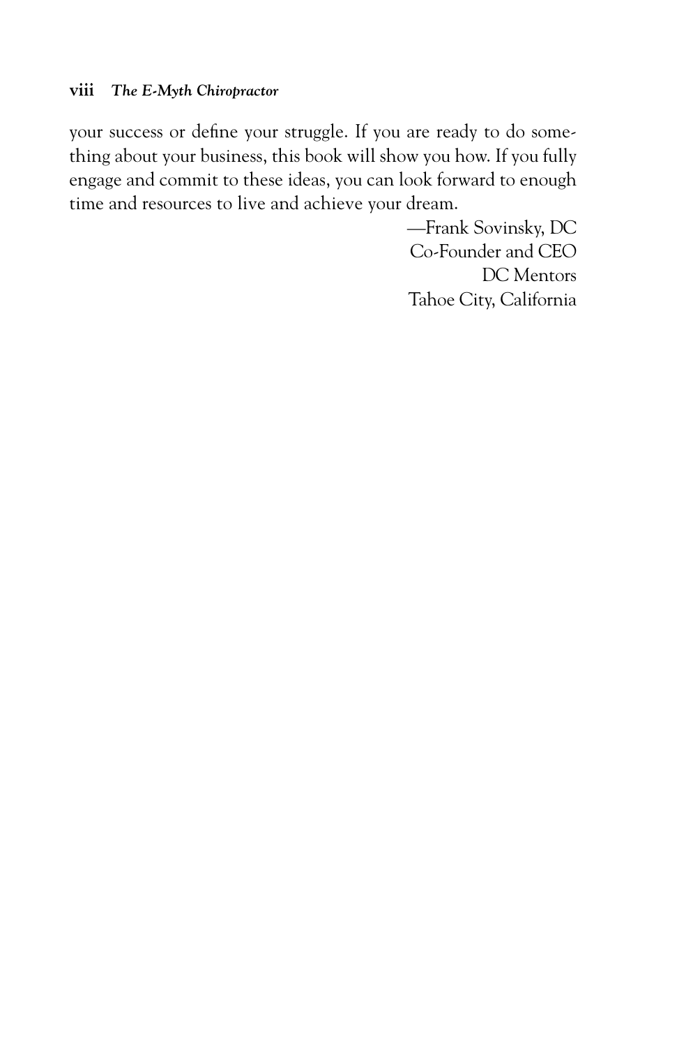your success or define your struggle. If you are ready to do something about your business, this book will show you how. If you fully engage and commit to these ideas, you can look forward to enough time and resources to live and achieve your dream.

—Frank Sovinsky, DC  
Co-Founder and CEO  
DC Mentors  
Tahoe City, California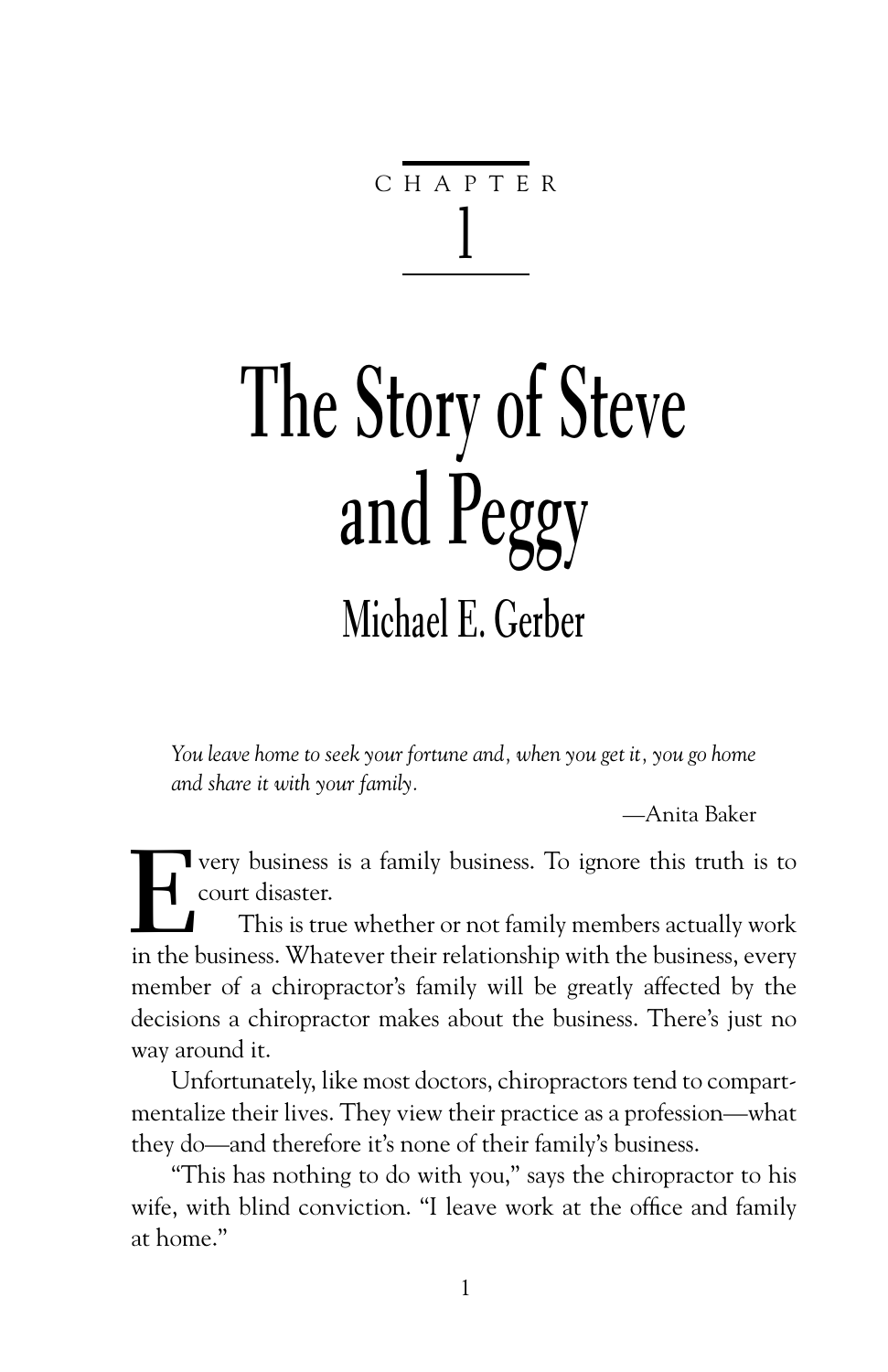CHAPTER 1

# The Story of Steve and Peggy

## Michael E. Gerber

*You leave home to seek your fortune and, when you get it, you go home and share it with your family.*

—Anita Baker

Every business is a family business. To ignore this truth is to court disaster.

This is true whether or not family members actually work in the business. Whatever their relationship with the business, every member of a chiropractor's family will be greatly affected by the decisions a chiropractor makes about the business. There's just no way around it.

Unfortunately, like most doctors, chiropractors tend to compartmentalize their lives. They view their practice as a profession—what they do—and therefore it's none of their family's business.

"This has nothing to do with you," says the chiropractor to his wife, with blind conviction. "I leave work at the office and family at home."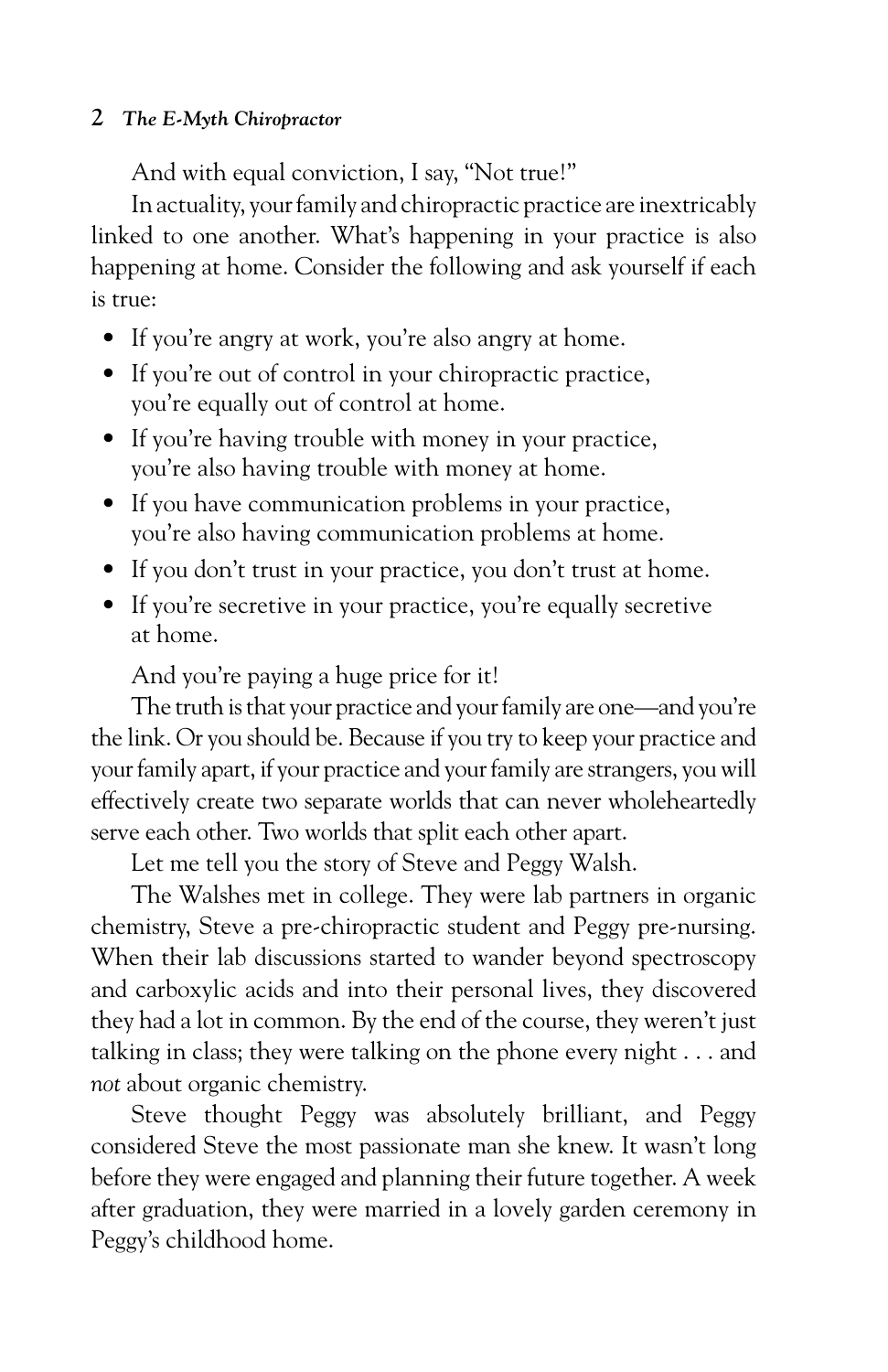And with equal conviction, I say, "Not true!"

In actuality, your family and chiropractic practice are inextricably linked to one another. What's happening in your practice is also happening at home. Consider the following and ask yourself if each is true:

- If you're angry at work, you're also angry at home.
- If you're out of control in your chiropractic practice, you're equally out of control at home.
- If you're having trouble with money in your practice, you're also having trouble with money at home.
- If you have communication problems in your practice, you're also having communication problems at home.
- If you don't trust in your practice, you don't trust at home.
- If you're secretive in your practice, you're equally secretive at home.

And you're paying a huge price for it!

The truth is that your practice and your family are one—and you're the link. Or you should be. Because if you try to keep your practice and your family apart, if your practice and your family are strangers, you will effectively create two separate worlds that can never wholeheartedly serve each other. Two worlds that split each other apart.

Let me tell you the story of Steve and Peggy Walsh.

The Walshes met in college. They were lab partners in organic chemistry, Steve a pre-chiropractic student and Peggy pre-nursing. When their lab discussions started to wander beyond spectroscopy and carboxylic acids and into their personal lives, they discovered they had a lot in common. By the end of the course, they weren't just talking in class; they were talking on the phone every night . . . and *not* about organic chemistry.

Steve thought Peggy was absolutely brilliant, and Peggy considered Steve the most passionate man she knew. It wasn't long before they were engaged and planning their future together. A week after graduation, they were married in a lovely garden ceremony in Peggy's childhood home.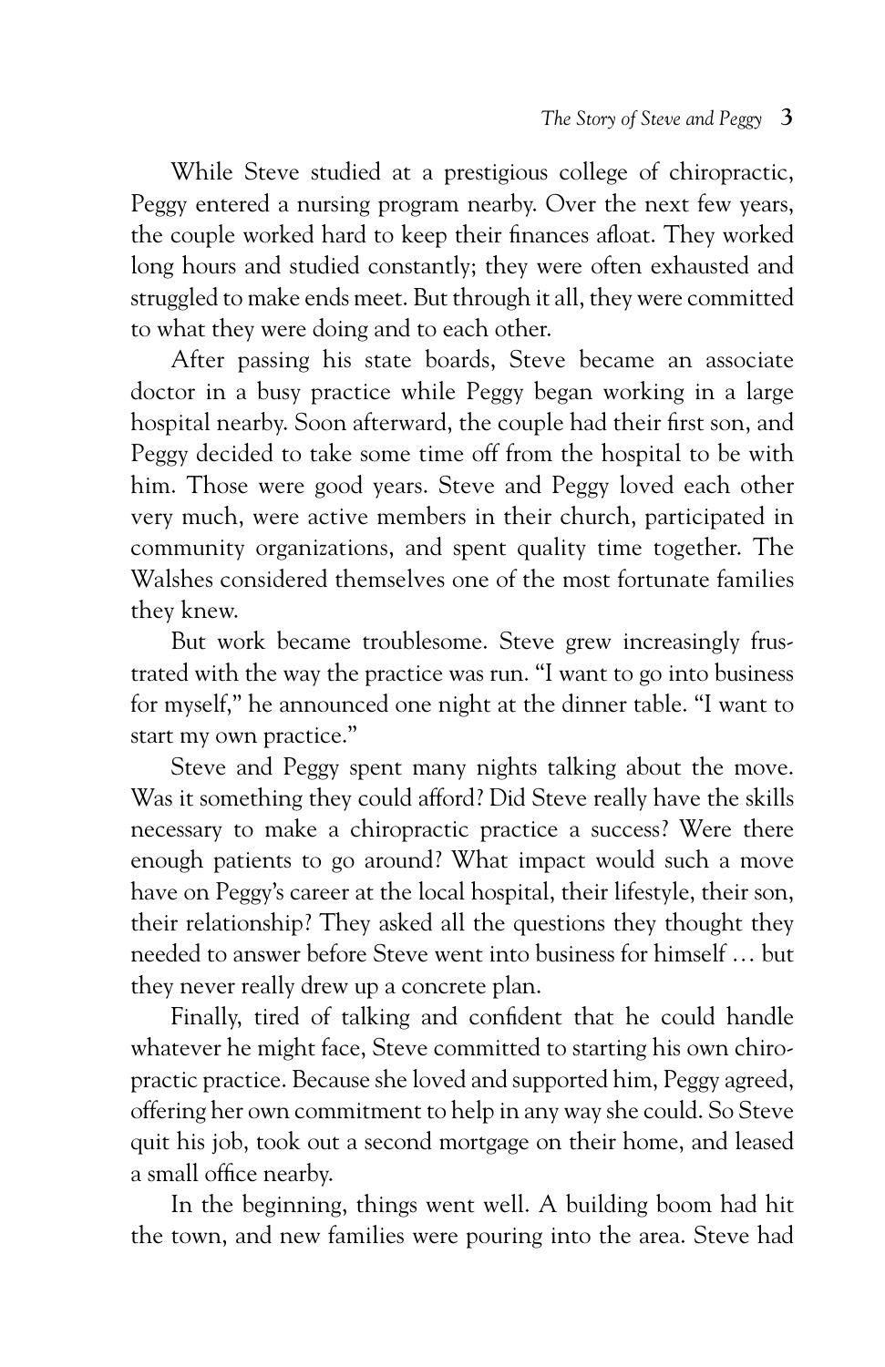While Steve studied at a prestigious college of chiropractic, Peggy entered a nursing program nearby. Over the next few years, the couple worked hard to keep their finances afloat. They worked long hours and studied constantly; they were often exhausted and struggled to make ends meet. But through it all, they were committed to what they were doing and to each other.

After passing his state boards, Steve became an associate doctor in a busy practice while Peggy began working in a large hospital nearby. Soon afterward, the couple had their first son, and Peggy decided to take some time off from the hospital to be with him. Those were good years. Steve and Peggy loved each other very much, were active members in their church, participated in community organizations, and spent quality time together. The Walshes considered themselves one of the most fortunate families they knew.

But work became troublesome. Steve grew increasingly frustrated with the way the practice was run. "I want to go into business for myself," he announced one night at the dinner table. "I want to start my own practice."

Steve and Peggy spent many nights talking about the move. Was it something they could afford? Did Steve really have the skills necessary to make a chiropractic practice a success? Were there enough patients to go around? What impact would such a move have on Peggy's career at the local hospital, their lifestyle, their son, their relationship? They asked all the questions they thought they needed to answer before Steve went into business for himself … but they never really drew up a concrete plan.

Finally, tired of talking and confident that he could handle whatever he might face, Steve committed to starting his own chiropractic practice. Because she loved and supported him, Peggy agreed, offering her own commitment to help in any way she could. So Steve quit his job, took out a second mortgage on their home, and leased a small office nearby.

In the beginning, things went well. A building boom had hit the town, and new families were pouring into the area. Steve had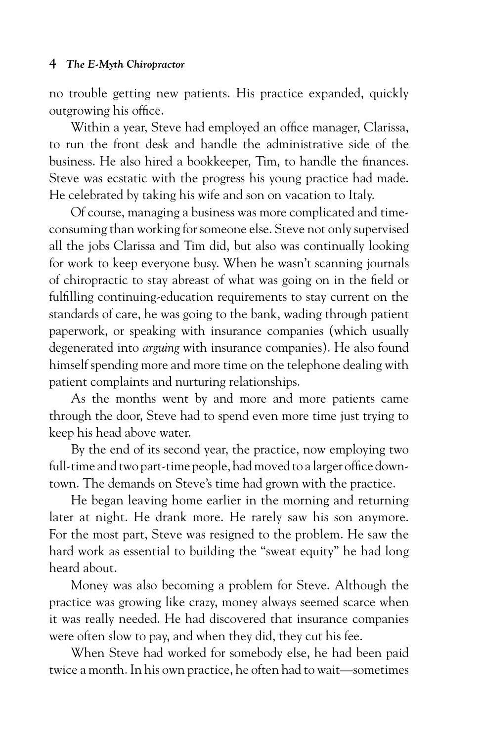no trouble getting new patients. His practice expanded, quickly outgrowing his office.

Within a year, Steve had employed an office manager, Clarissa, to run the front desk and handle the administrative side of the business. He also hired a bookkeeper, Tim, to handle the finances. Steve was ecstatic with the progress his young practice had made. He celebrated by taking his wife and son on vacation to Italy.

Of course, managing a business was more complicated and time-consuming than working for someone else. Steve not only supervised all the jobs Clarissa and Tim did, but also was continually looking for work to keep everyone busy. When he wasn't scanning journals of chiropractic to stay abreast of what was going on in the field or fulfilling continuing-education requirements to stay current on the standards of care, he was going to the bank, wading through patient paperwork, or speaking with insurance companies (which usually degenerated into *arguing* with insurance companies). He also found himself spending more and more time on the telephone dealing with patient complaints and nurturing relationships.

As the months went by and more and more patients came through the door, Steve had to spend even more time just trying to keep his head above water.

By the end of its second year, the practice, now employing two full-time and two part-time people, had moved to a larger office downtown. The demands on Steve's time had grown with the practice.

He began leaving home earlier in the morning and returning later at night. He drank more. He rarely saw his son anymore. For the most part, Steve was resigned to the problem. He saw the hard work as essential to building the "sweat equity" he had long heard about.

Money was also becoming a problem for Steve. Although the practice was growing like crazy, money always seemed scarce when it was really needed. He had discovered that insurance companies were often slow to pay, and when they did, they cut his fee.

When Steve had worked for somebody else, he had been paid twice a month. In his own practice, he often had to wait—sometimes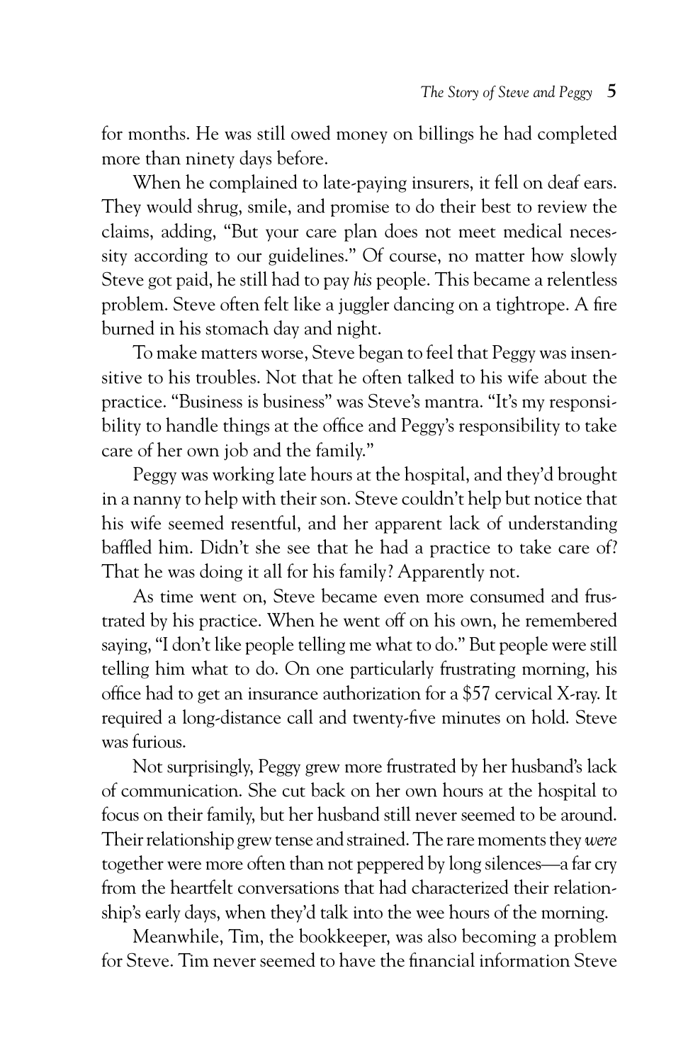for months. He was still owed money on billings he had completed more than ninety days before.

When he complained to late-paying insurers, it fell on deaf ears. They would shrug, smile, and promise to do their best to review the claims, adding, "But your care plan does not meet medical necessity according to our guidelines." Of course, no matter how slowly Steve got paid, he still had to pay *his* people. This became a relentless problem. Steve often felt like a juggler dancing on a tightrope. A fire burned in his stomach day and night.

To make matters worse, Steve began to feel that Peggy was insensitive to his troubles. Not that he often talked to his wife about the practice. "Business is business" was Steve's mantra. "It's my responsibility to handle things at the office and Peggy's responsibility to take care of her own job and the family."

Peggy was working late hours at the hospital, and they'd brought in a nanny to help with their son. Steve couldn't help but notice that his wife seemed resentful, and her apparent lack of understanding baffled him. Didn't she see that he had a practice to take care of? That he was doing it all for his family? Apparently not.

As time went on, Steve became even more consumed and frustrated by his practice. When he went off on his own, he remembered saying, "I don't like people telling me what to do." But people were still telling him what to do. On one particularly frustrating morning, his office had to get an insurance authorization for a $57 cervical X-ray. It required a long-distance call and twenty-five minutes on hold. Steve was furious.

Not surprisingly, Peggy grew more frustrated by her husband's lack of communication. She cut back on her own hours at the hospital to focus on their family, but her husband still never seemed to be around. Their relationship grew tense and strained. The rare moments they *were* together were more often than not peppered by long silences—a far cry from the heartfelt conversations that had characterized their relationship's early days, when they'd talk into the wee hours of the morning.

Meanwhile, Tim, the bookkeeper, was also becoming a problem for Steve. Tim never seemed to have the financial information Steve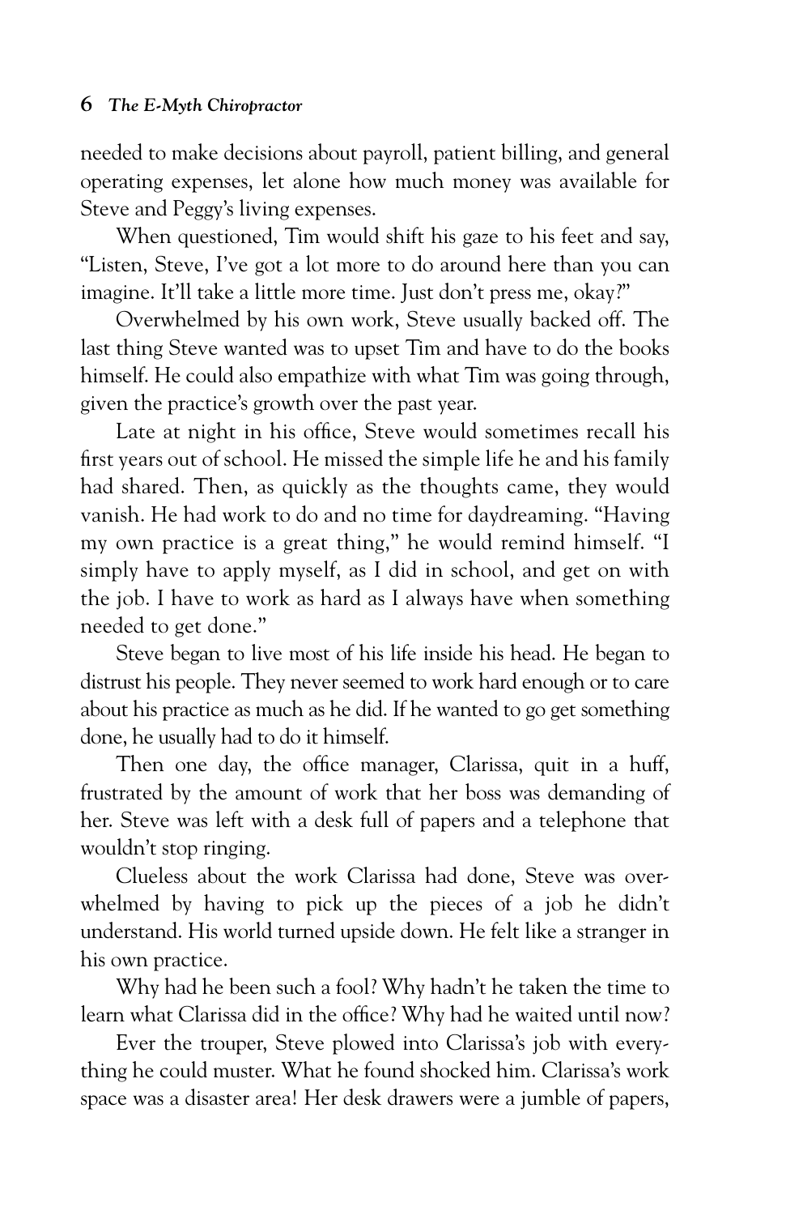needed to make decisions about payroll, patient billing, and general operating expenses, let alone how much money was available for Steve and Peggy's living expenses.

When questioned, Tim would shift his gaze to his feet and say, "Listen, Steve, I've got a lot more to do around here than you can imagine. It'll take a little more time. Just don't press me, okay?"

Overwhelmed by his own work, Steve usually backed off. The last thing Steve wanted was to upset Tim and have to do the books himself. He could also empathize with what Tim was going through, given the practice's growth over the past year.

Late at night in his office, Steve would sometimes recall his first years out of school. He missed the simple life he and his family had shared. Then, as quickly as the thoughts came, they would vanish. He had work to do and no time for daydreaming. "Having my own practice is a great thing," he would remind himself. "I simply have to apply myself, as I did in school, and get on with the job. I have to work as hard as I always have when something needed to get done."

Steve began to live most of his life inside his head. He began to distrust his people. They never seemed to work hard enough or to care about his practice as much as he did. If he wanted to go get something done, he usually had to do it himself.

Then one day, the office manager, Clarissa, quit in a huff, frustrated by the amount of work that her boss was demanding of her. Steve was left with a desk full of papers and a telephone that wouldn't stop ringing.

Clueless about the work Clarissa had done, Steve was overwhelmed by having to pick up the pieces of a job he didn't understand. His world turned upside down. He felt like a stranger in his own practice.

Why had he been such a fool? Why hadn't he taken the time to learn what Clarissa did in the office? Why had he waited until now?

Ever the trouper, Steve plowed into Clarissa's job with everything he could muster. What he found shocked him. Clarissa's work space was a disaster area! Her desk drawers were a jumble of papers,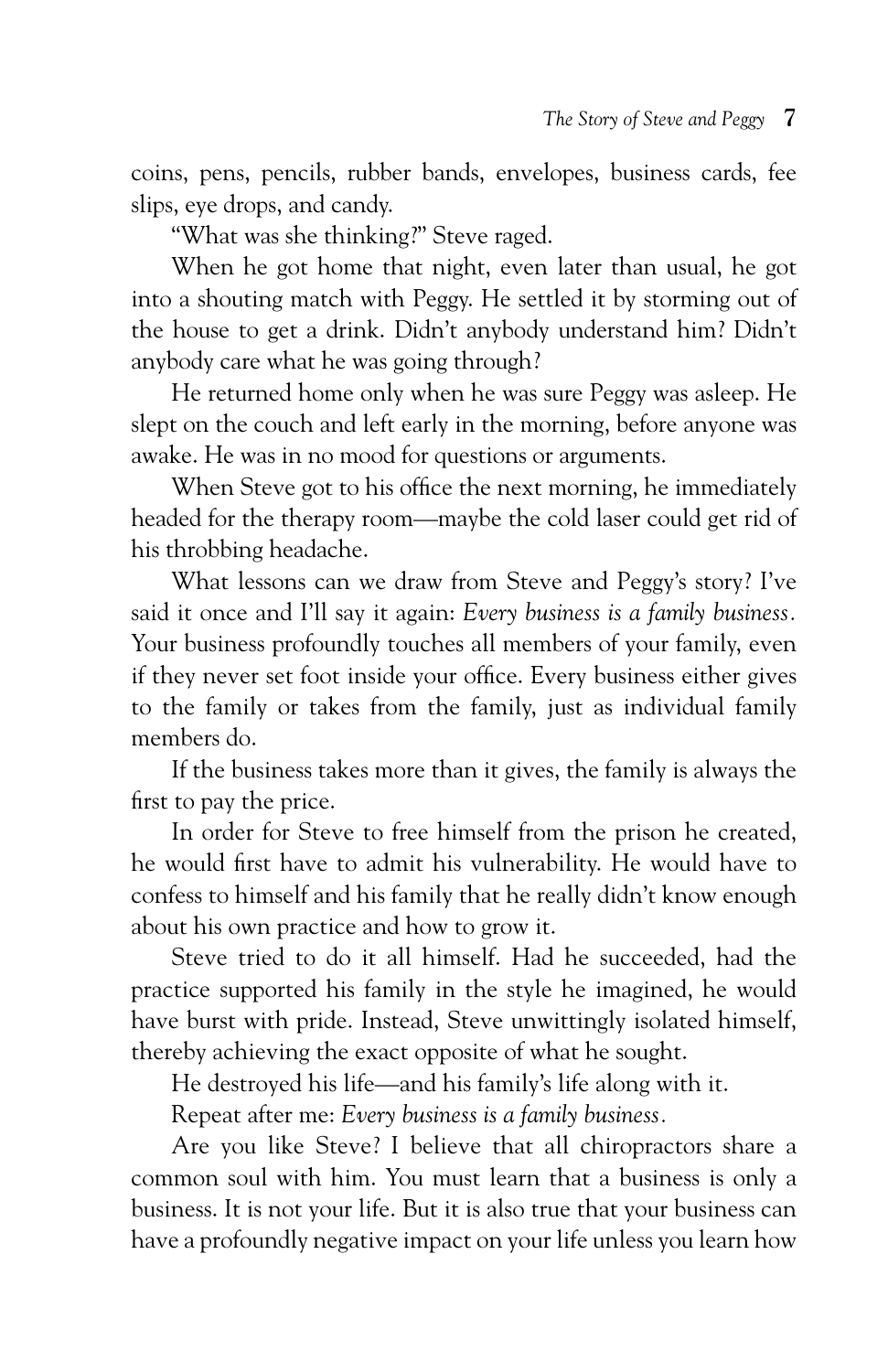coins, pens, pencils, rubber bands, envelopes, business cards, fee slips, eye drops, and candy.

"What was she thinking?" Steve raged.

When he got home that night, even later than usual, he got into a shouting match with Peggy. He settled it by storming out of the house to get a drink. Didn't anybody understand him? Didn't anybody care what he was going through?

He returned home only when he was sure Peggy was asleep. He slept on the couch and left early in the morning, before anyone was awake. He was in no mood for questions or arguments.

When Steve got to his office the next morning, he immediately headed for the therapy room—maybe the cold laser could get rid of his throbbing headache.

What lessons can we draw from Steve and Peggy's story? I've said it once and I'll say it again: *Every business is a family business.* Your business profoundly touches all members of your family, even if they never set foot inside your office. Every business either gives to the family or takes from the family, just as individual family members do.

If the business takes more than it gives, the family is always the first to pay the price.

In order for Steve to free himself from the prison he created, he would first have to admit his vulnerability. He would have to confess to himself and his family that he really didn't know enough about his own practice and how to grow it.

Steve tried to do it all himself. Had he succeeded, had the practice supported his family in the style he imagined, he would have burst with pride. Instead, Steve unwittingly isolated himself, thereby achieving the exact opposite of what he sought.

He destroyed his life—and his family's life along with it.

Repeat after me: *Every business is a family business.*

Are you like Steve? I believe that all chiropractors share a common soul with him. You must learn that a business is only a business. It is not your life. But it is also true that your business can have a profoundly negative impact on your life unless you learn how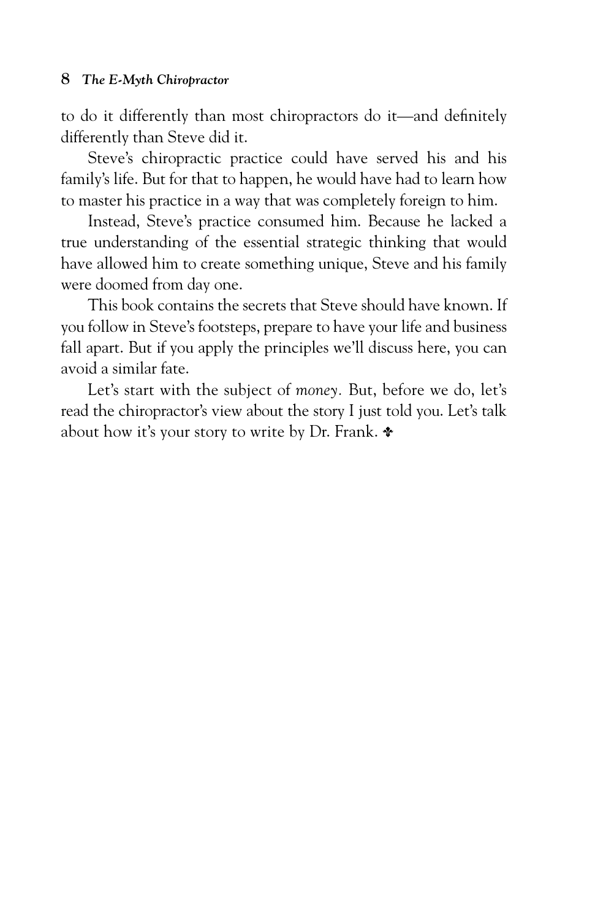to do it differently than most chiropractors do it—and definitely differently than Steve did it.

Steve's chiropractic practice could have served his and his family's life. But for that to happen, he would have had to learn how to master his practice in a way that was completely foreign to him.

Instead, Steve's practice consumed him. Because he lacked a true understanding of the essential strategic thinking that would have allowed him to create something unique, Steve and his family were doomed from day one.

This book contains the secrets that Steve should have known. If you follow in Steve's footsteps, prepare to have your life and business fall apart. But if you apply the principles we'll discuss here, you can avoid a similar fate.

Let's start with the subject of *money.* But, before we do, let's read the chiropractor's view about the story I just told you. Let's talk about how it's your story to write by Dr. Frank. ❦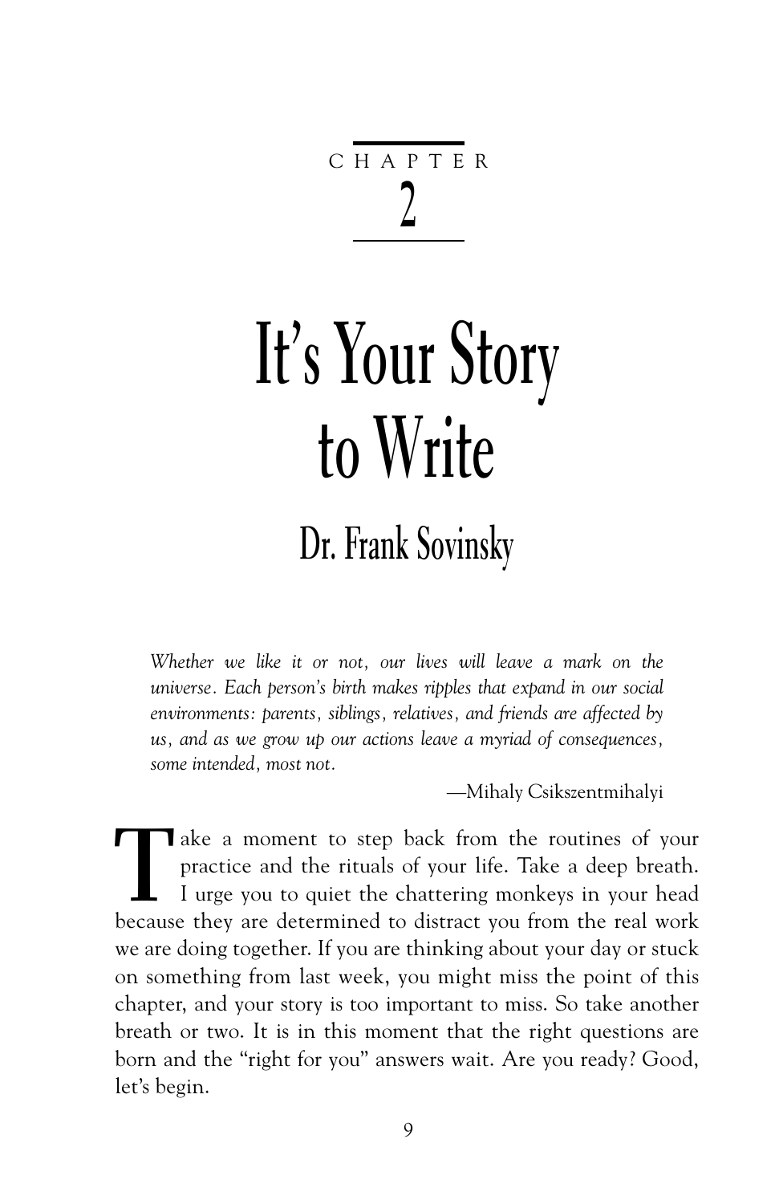CHAPTER 2

# It's Your Story to Write

## Dr. Frank Sovinsky

*Whether we like it or not, our lives will leave a mark on the universe. Each person's birth makes ripples that expand in our social environments: parents, siblings, relatives, and friends are affected by us, and as we grow up our actions leave a myriad of consequences, some intended, most not.*

—Mihaly Csikszentmihalyi

Take a moment to step back from the routines of your practice and the rituals of your life. Take a deep breath. I urge you to quiet the chattering monkeys in your head because they are determined to distract you from the real work we are doing together. If you are thinking about your day or stuck on something from last week, you might miss the point of this chapter, and your story is too important to miss. So take another breath or two. It is in this moment that the right questions are born and the "right for you" answers wait. Are you ready? Good, let's begin.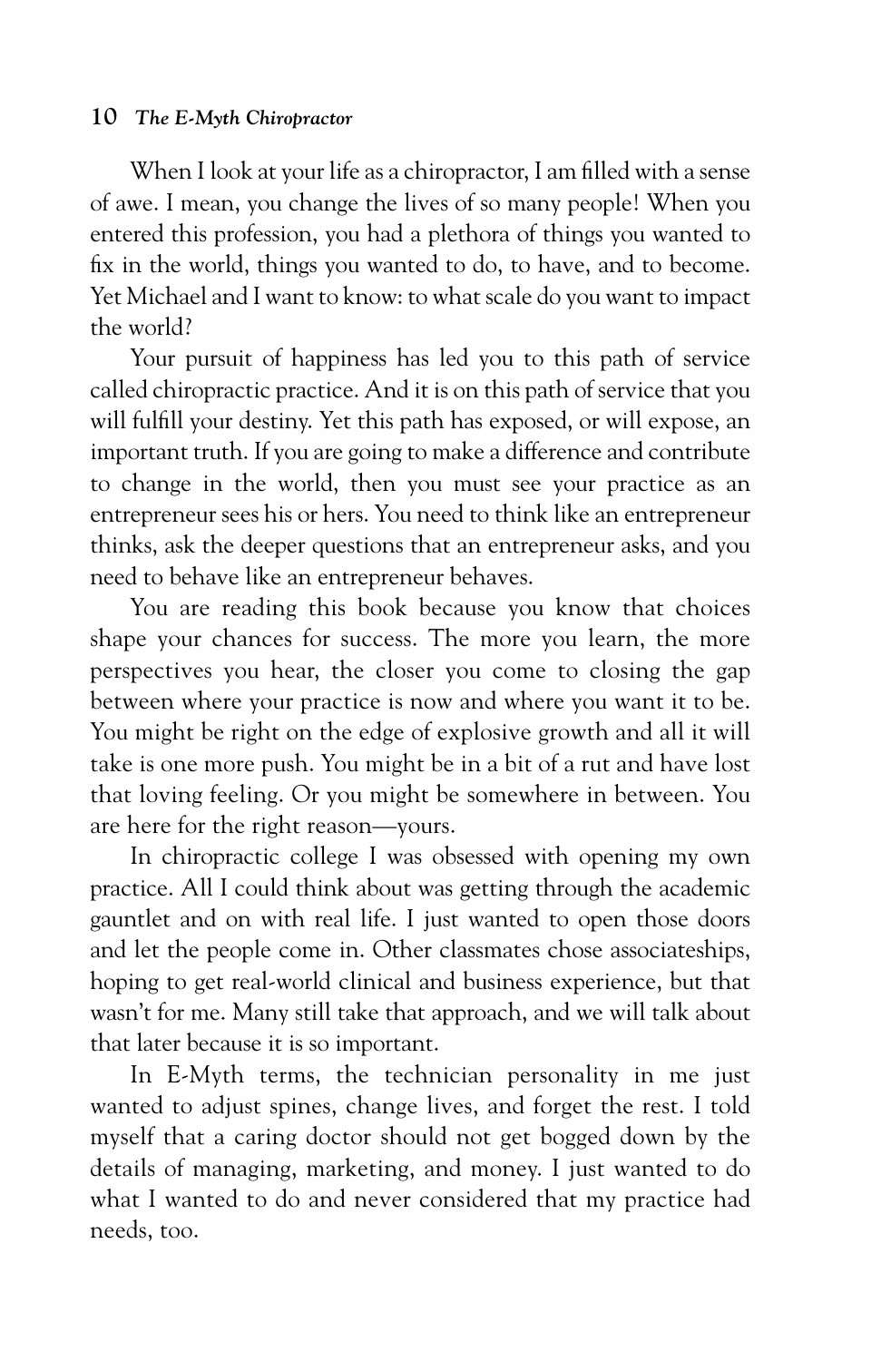When I look at your life as a chiropractor, I am filled with a sense of awe. I mean, you change the lives of so many people! When you entered this profession, you had a plethora of things you wanted to fix in the world, things you wanted to do, to have, and to become. Yet Michael and I want to know: to what scale do you want to impact the world?

Your pursuit of happiness has led you to this path of service called chiropractic practice. And it is on this path of service that you will fulfill your destiny. Yet this path has exposed, or will expose, an important truth. If you are going to make a difference and contribute to change in the world, then you must see your practice as an entrepreneur sees his or hers. You need to think like an entrepreneur thinks, ask the deeper questions that an entrepreneur asks, and you need to behave like an entrepreneur behaves.

You are reading this book because you know that choices shape your chances for success. The more you learn, the more perspectives you hear, the closer you come to closing the gap between where your practice is now and where you want it to be. You might be right on the edge of explosive growth and all it will take is one more push. You might be in a bit of a rut and have lost that loving feeling. Or you might be somewhere in between. You are here for the right reason—yours.

In chiropractic college I was obsessed with opening my own practice. All I could think about was getting through the academic gauntlet and on with real life. I just wanted to open those doors and let the people come in. Other classmates chose associateships, hoping to get real-world clinical and business experience, but that wasn't for me. Many still take that approach, and we will talk about that later because it is so important.

In E-Myth terms, the technician personality in me just wanted to adjust spines, change lives, and forget the rest. I told myself that a caring doctor should not get bogged down by the details of managing, marketing, and money. I just wanted to do what I wanted to do and never considered that my practice had needs, too.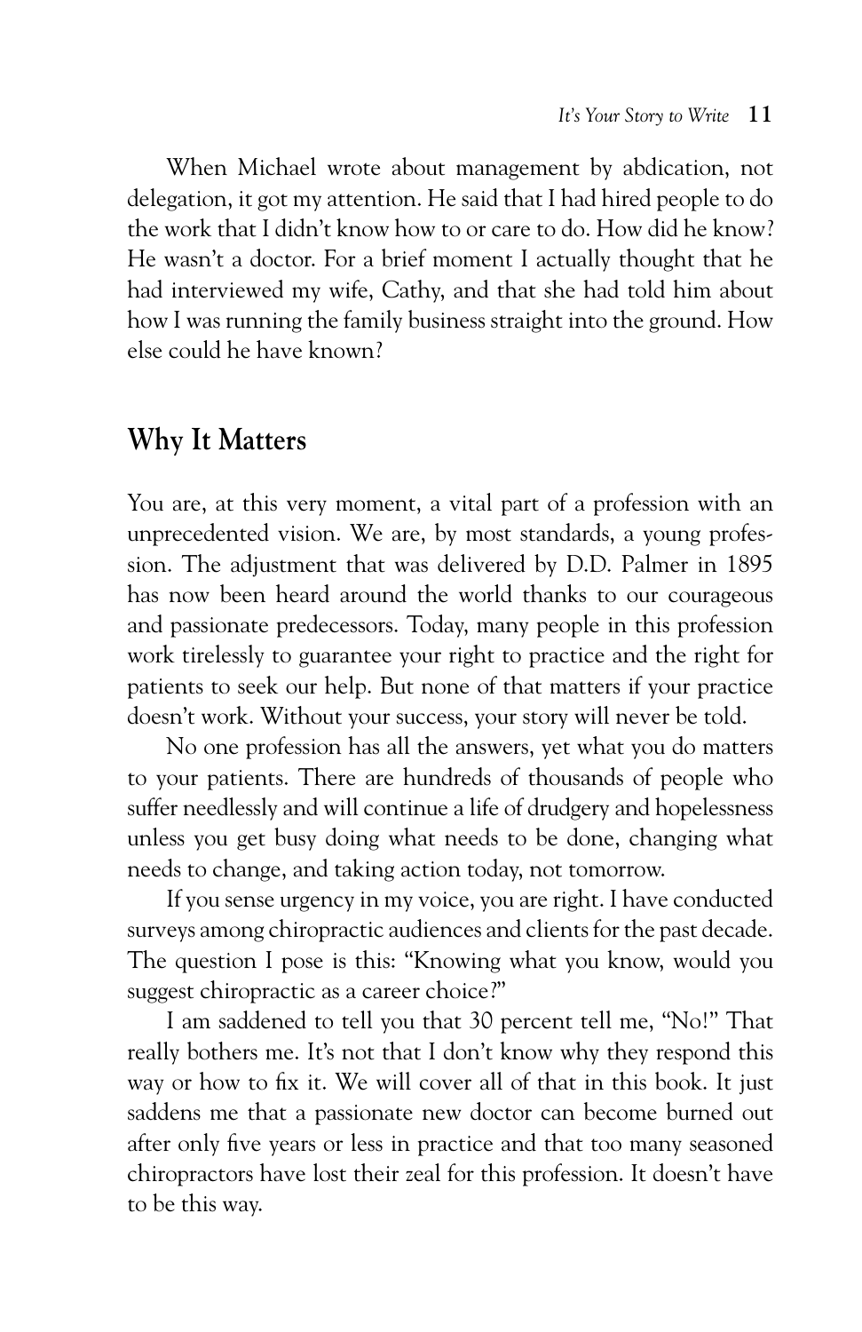When Michael wrote about management by abdication, not delegation, it got my attention. He said that I had hired people to do the work that I didn't know how to or care to do. How did he know? He wasn't a doctor. For a brief moment I actually thought that he had interviewed my wife, Cathy, and that she had told him about how I was running the family business straight into the ground. How else could he have known?

## Why It Matters

You are, at this very moment, a vital part of a profession with an unprecedented vision. We are, by most standards, a young profession. The adjustment that was delivered by D.D. Palmer in 1895 has now been heard around the world thanks to our courageous and passionate predecessors. Today, many people in this profession work tirelessly to guarantee your right to practice and the right for patients to seek our help. But none of that matters if your practice doesn't work. Without your success, your story will never be told.

No one profession has all the answers, yet what you do matters to your patients. There are hundreds of thousands of people who suffer needlessly and will continue a life of drudgery and hopelessness unless you get busy doing what needs to be done, changing what needs to change, and taking action today, not tomorrow.

If you sense urgency in my voice, you are right. I have conducted surveys among chiropractic audiences and clients for the past decade. The question I pose is this: "Knowing what you know, would you suggest chiropractic as a career choice?"

I am saddened to tell you that 30 percent tell me, "No!" That really bothers me. It's not that I don't know why they respond this way or how to fix it. We will cover all of that in this book. It just saddens me that a passionate new doctor can become burned out after only five years or less in practice and that too many seasoned chiropractors have lost their zeal for this profession. It doesn't have to be this way.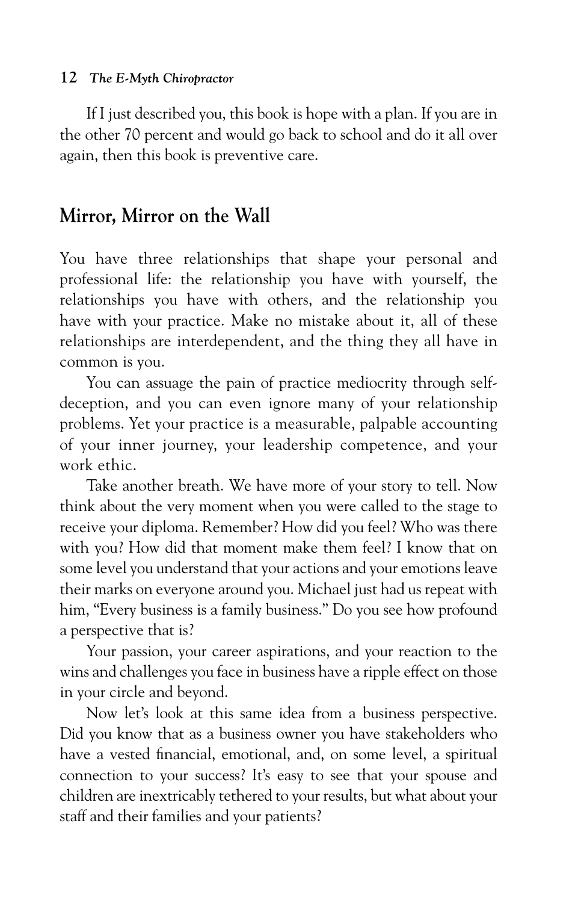If I just described you, this book is hope with a plan. If you are in the other 70 percent and would go back to school and do it all over again, then this book is preventive care.

## Mirror, Mirror on the Wall

You have three relationships that shape your personal and professional life: the relationship you have with yourself, the relationships you have with others, and the relationship you have with your practice. Make no mistake about it, all of these relationships are interdependent, and the thing they all have in common is you.

You can assuage the pain of practice mediocrity through self-deception, and you can even ignore many of your relationship problems. Yet your practice is a measurable, palpable accounting of your inner journey, your leadership competence, and your work ethic.

Take another breath. We have more of your story to tell. Now think about the very moment when you were called to the stage to receive your diploma. Remember? How did you feel? Who was there with you? How did that moment make them feel? I know that on some level you understand that your actions and your emotions leave their marks on everyone around you. Michael just had us repeat with him, "Every business is a family business." Do you see how profound a perspective that is?

Your passion, your career aspirations, and your reaction to the wins and challenges you face in business have a ripple effect on those in your circle and beyond.

Now let's look at this same idea from a business perspective. Did you know that as a business owner you have stakeholders who have a vested financial, emotional, and, on some level, a spiritual connection to your success? It's easy to see that your spouse and children are inextricably tethered to your results, but what about your staff and their families and your patients?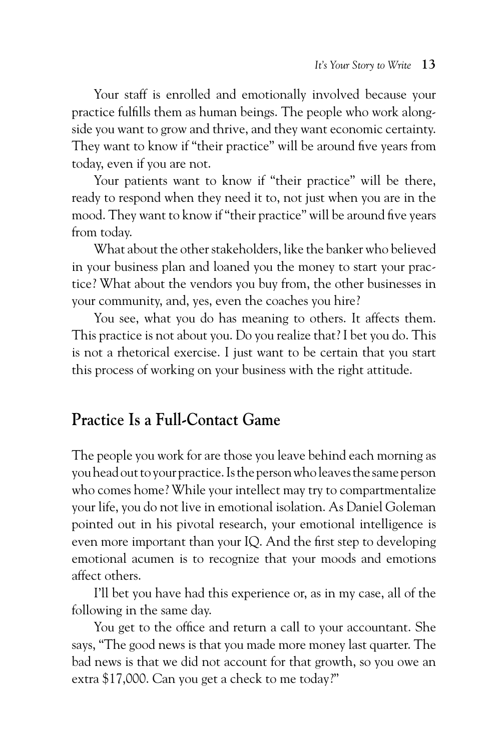Your staff is enrolled and emotionally involved because your practice fulfills them as human beings. The people who work alongside you want to grow and thrive, and they want economic certainty. They want to know if "their practice" will be around five years from today, even if you are not.

Your patients want to know if "their practice" will be there, ready to respond when they need it to, not just when you are in the mood. They want to know if "their practice" will be around five years from today.

What about the other stakeholders, like the banker who believed in your business plan and loaned you the money to start your practice? What about the vendors you buy from, the other businesses in your community, and, yes, even the coaches you hire?

You see, what you do has meaning to others. It affects them. This practice is not about you. Do you realize that? I bet you do. This is not a rhetorical exercise. I just want to be certain that you start this process of working on your business with the right attitude.

## Practice Is a Full-Contact Game

The people you work for are those you leave behind each morning as you head out to your practice. Is the person who leaves the same person who comes home? While your intellect may try to compartmentalize your life, you do not live in emotional isolation. As Daniel Goleman pointed out in his pivotal research, your emotional intelligence is even more important than your IQ. And the first step to developing emotional acumen is to recognize that your moods and emotions affect others.

I'll bet you have had this experience or, as in my case, all of the following in the same day.

You get to the office and return a call to your accountant. She says, "The good news is that you made more money last quarter. The bad news is that we did not account for that growth, so you owe an extra $17,000. Can you get a check to me today?"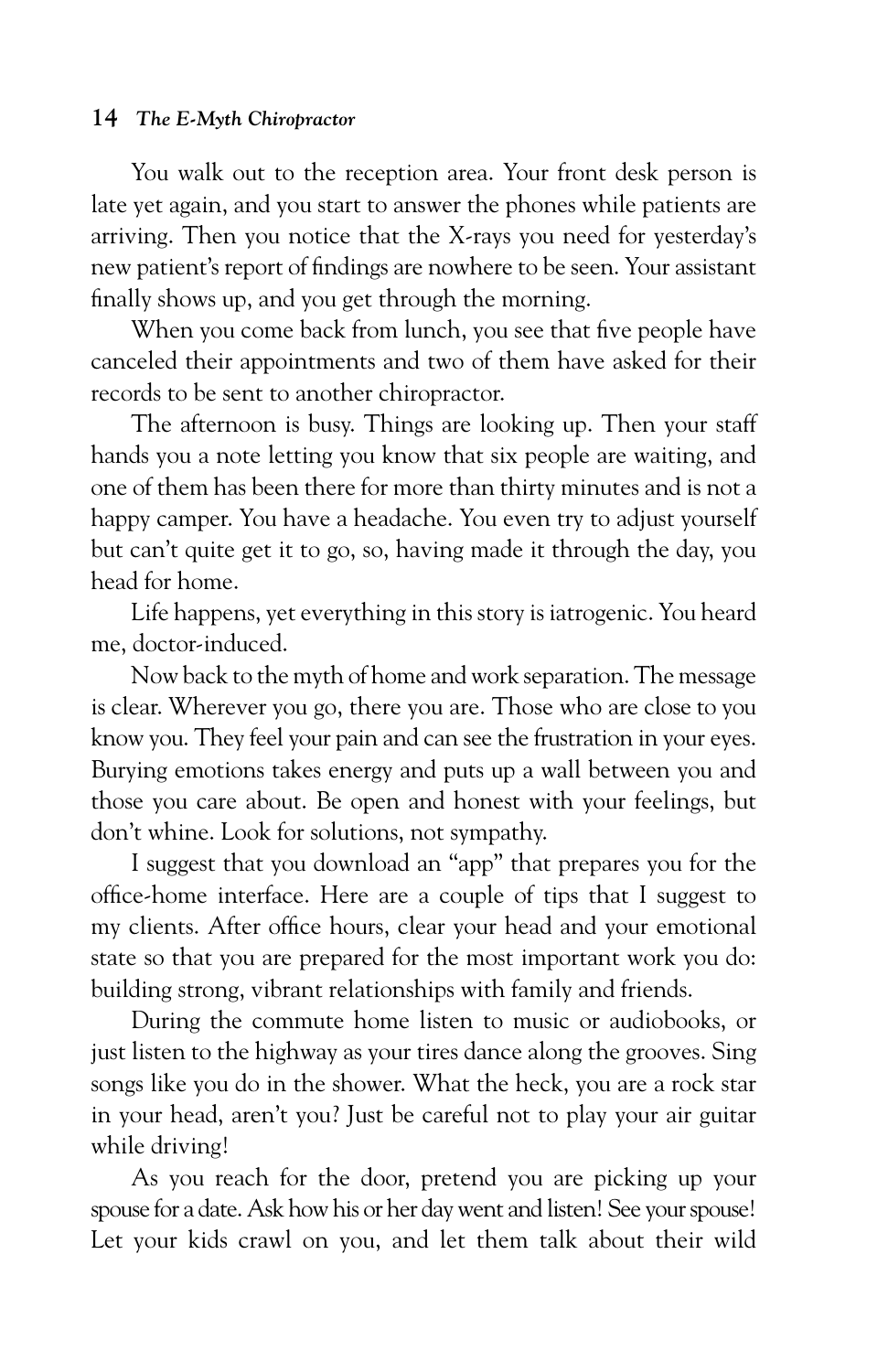You walk out to the reception area. Your front desk person is late yet again, and you start to answer the phones while patients are arriving. Then you notice that the X-rays you need for yesterday's new patient's report of findings are nowhere to be seen. Your assistant finally shows up, and you get through the morning.

When you come back from lunch, you see that five people have canceled their appointments and two of them have asked for their records to be sent to another chiropractor.

The afternoon is busy. Things are looking up. Then your staff hands you a note letting you know that six people are waiting, and one of them has been there for more than thirty minutes and is not a happy camper. You have a headache. You even try to adjust yourself but can't quite get it to go, so, having made it through the day, you head for home.

Life happens, yet everything in this story is iatrogenic. You heard me, doctor-induced.

Now back to the myth of home and work separation. The message is clear. Wherever you go, there you are. Those who are close to you know you. They feel your pain and can see the frustration in your eyes. Burying emotions takes energy and puts up a wall between you and those you care about. Be open and honest with your feelings, but don't whine. Look for solutions, not sympathy.

I suggest that you download an "app" that prepares you for the office-home interface. Here are a couple of tips that I suggest to my clients. After office hours, clear your head and your emotional state so that you are prepared for the most important work you do: building strong, vibrant relationships with family and friends.

During the commute home listen to music or audiobooks, or just listen to the highway as your tires dance along the grooves. Sing songs like you do in the shower. What the heck, you are a rock star in your head, aren't you? Just be careful not to play your air guitar while driving!

As you reach for the door, pretend you are picking up your spouse for a date. Ask how his or her day went and listen! See your spouse! Let your kids crawl on you, and let them talk about their wild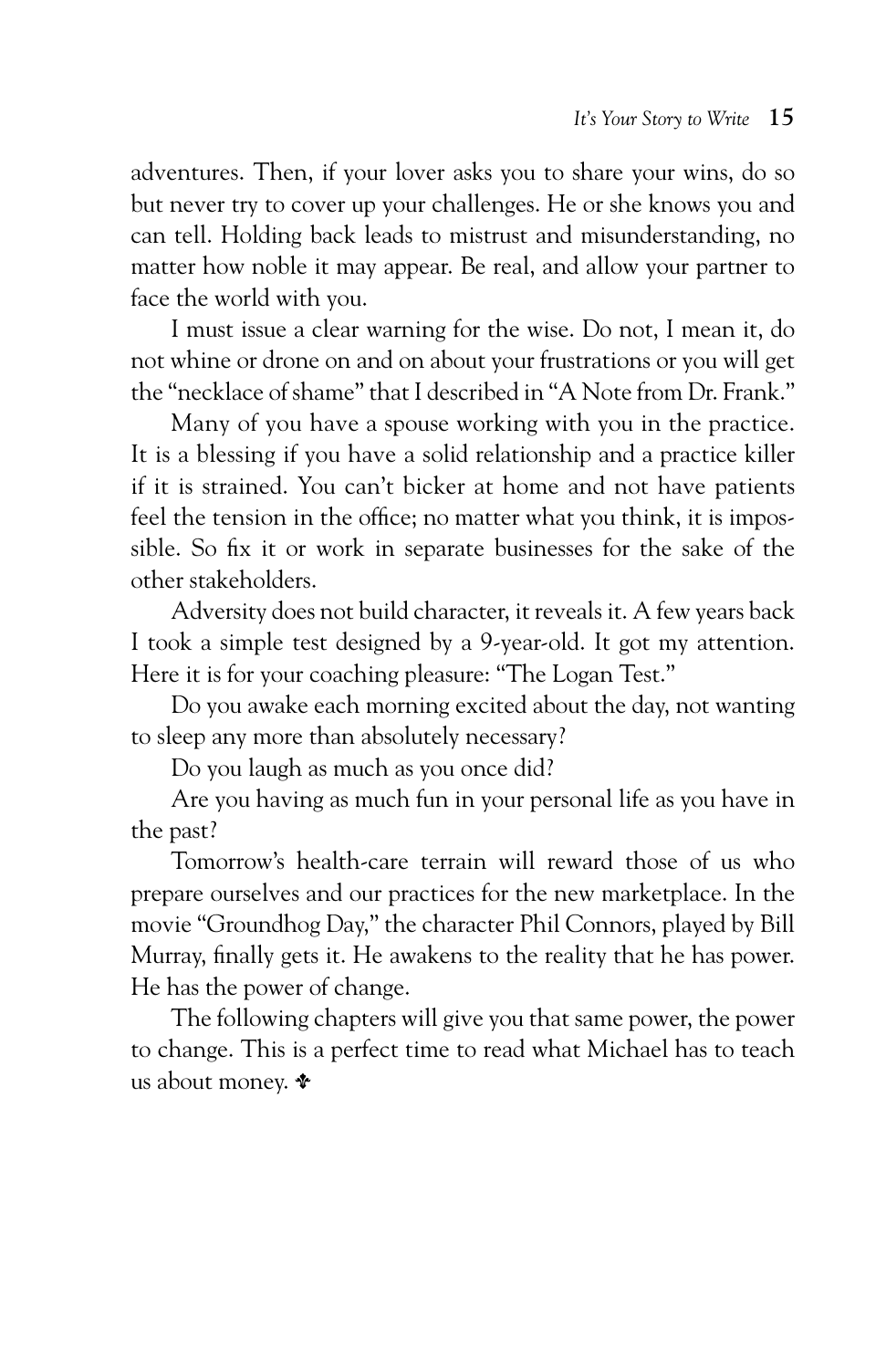adventures. Then, if your lover asks you to share your wins, do so but never try to cover up your challenges. He or she knows you and can tell. Holding back leads to mistrust and misunderstanding, no matter how noble it may appear. Be real, and allow your partner to face the world with you.

I must issue a clear warning for the wise. Do not, I mean it, do not whine or drone on and on about your frustrations or you will get the "necklace of shame" that I described in "A Note from Dr. Frank."

Many of you have a spouse working with you in the practice. It is a blessing if you have a solid relationship and a practice killer if it is strained. You can't bicker at home and not have patients feel the tension in the office; no matter what you think, it is impossible. So fix it or work in separate businesses for the sake of the other stakeholders.

Adversity does not build character, it reveals it. A few years back I took a simple test designed by a 9-year-old. It got my attention. Here it is for your coaching pleasure: "The Logan Test."

Do you awake each morning excited about the day, not wanting to sleep any more than absolutely necessary?

Do you laugh as much as you once did?

Are you having as much fun in your personal life as you have in the past?

Tomorrow's health-care terrain will reward those of us who prepare ourselves and our practices for the new marketplace. In the movie "Groundhog Day," the character Phil Connors, played by Bill Murray, finally gets it. He awakens to the reality that he has power. He has the power of change.

The following chapters will give you that same power, the power to change. This is a perfect time to read what Michael has to teach us about money. ✤